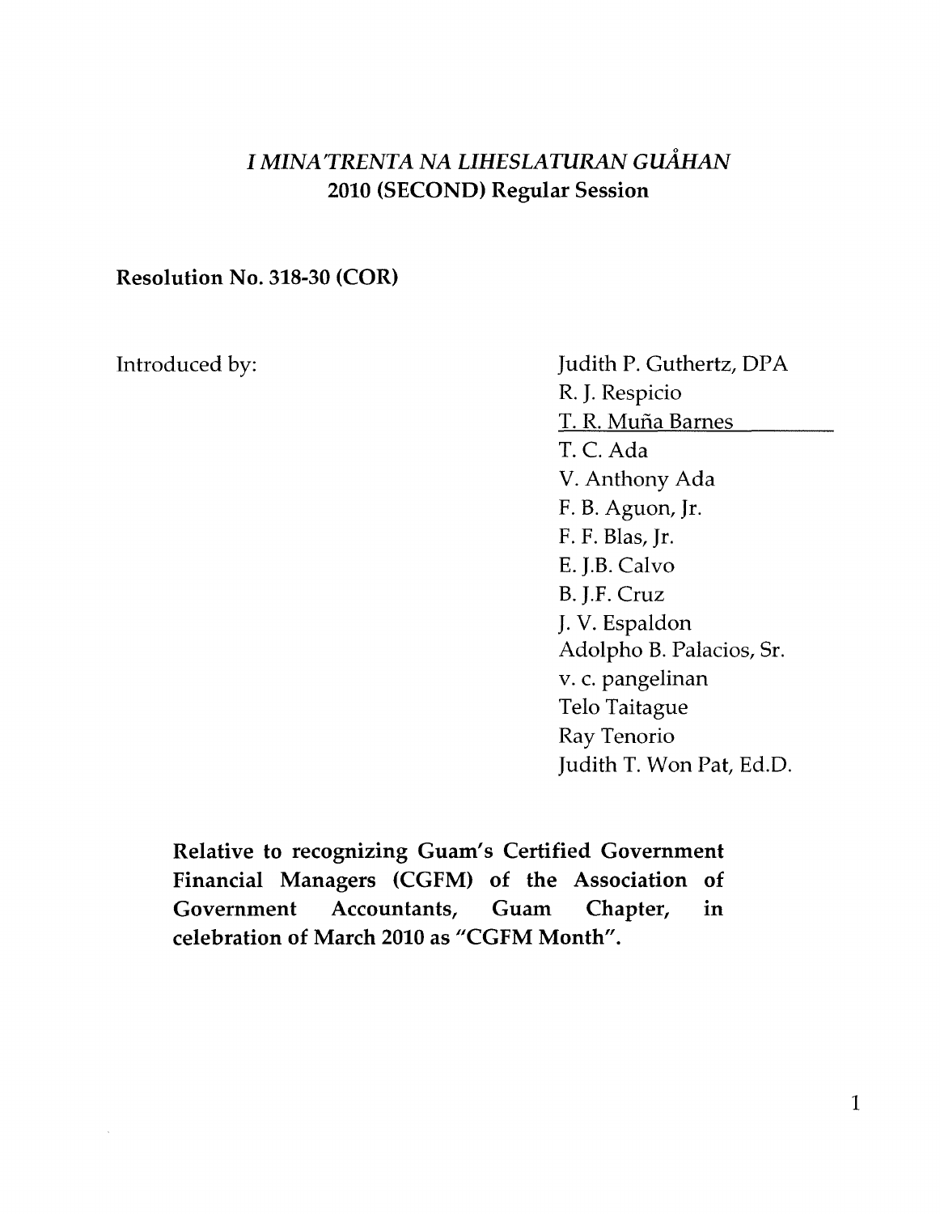# *I MINA'TRENTA NA LIHESLATURAN GUÅHAN*
## 2010 (SECOND) Regular Session

**Resolution No. 318-30 (COR)**

Introduced by:

Judith P. Guthertz, DPA
R. J. Respicio
T. R. Muña Barnes
T. C. Ada
V. Anthony Ada
F. B. Aguon, Jr.
F. F. Blas, Jr.
E. J.B. Calvo
B. J.F. Cruz
J. V. Espaldon
Adolpho B. Palacios, Sr.
v. c. pangelinan
Telo Taitague
Ray Tenorio
Judith T. Won Pat, Ed.D.

**Relative to recognizing Guam's Certified Government Financial Managers (CGFM) of the Association of Government Accountants, Guam Chapter, in celebration of March 2010 as "CGFM Month".**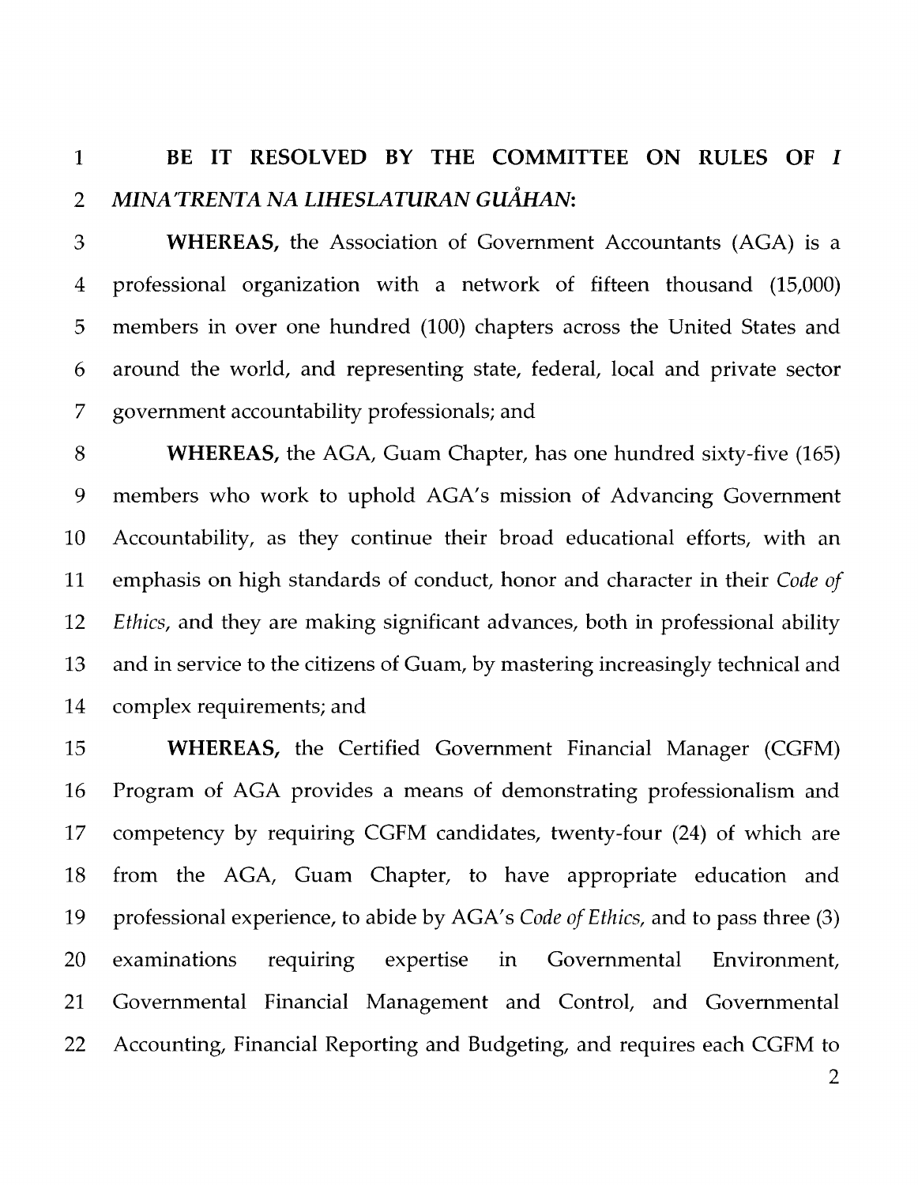**BE IT RESOLVED BY THE COMMITTEE ON RULES OF *I MINA'TRENTA NA LIHESLATURAN GUÅHAN*:**

**WHEREAS,** the Association of Government Accountants (AGA) is a professional organization with a network of fifteen thousand (15,000) members in over one hundred (100) chapters across the United States and around the world, and representing state, federal, local and private sector government accountability professionals; and

**WHEREAS,** the AGA, Guam Chapter, has one hundred sixty-five (165) members who work to uphold AGA's mission of Advancing Government Accountability, as they continue their broad educational efforts, with an emphasis on high standards of conduct, honor and character in their *Code of Ethics*, and they are making significant advances, both in professional ability and in service to the citizens of Guam, by mastering increasingly technical and complex requirements; and

**WHEREAS,** the Certified Government Financial Manager (CGFM) Program of AGA provides a means of demonstrating professionalism and competency by requiring CGFM candidates, twenty-four (24) of which are from the AGA, Guam Chapter, to have appropriate education and professional experience, to abide by AGA's *Code of Ethics*, and to pass three (3) examinations requiring expertise in Governmental Environment, Governmental Financial Management and Control, and Governmental Accounting, Financial Reporting and Budgeting, and requires each CGFM to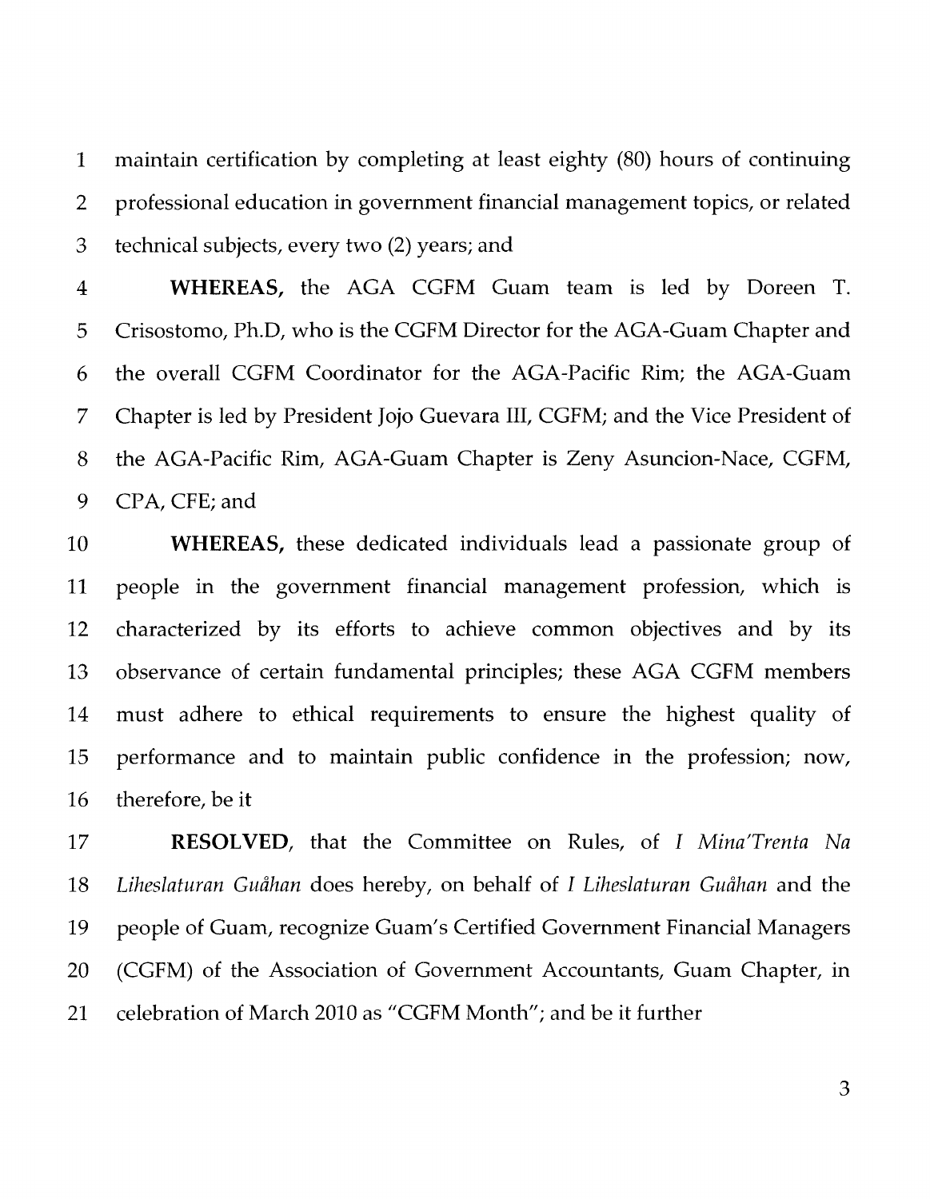maintain certification by completing at least eighty (80) hours of continuing professional education in government financial management topics, or related technical subjects, every two (2) years; and

**WHEREAS,** the AGA CGFM Guam team is led by Doreen T. Crisostomo, Ph.D, who is the CGFM Director for the AGA-Guam Chapter and the overall CGFM Coordinator for the AGA-Pacific Rim; the AGA-Guam Chapter is led by President Jojo Guevara III, CGFM; and the Vice President of the AGA-Pacific Rim, AGA-Guam Chapter is Zeny Asuncion-Nace, CGFM, CPA, CFE; and

**WHEREAS,** these dedicated individuals lead a passionate group of people in the government financial management profession, which is characterized by its efforts to achieve common objectives and by its observance of certain fundamental principles; these AGA CGFM members must adhere to ethical requirements to ensure the highest quality of performance and to maintain public confidence in the profession; now, therefore, be it

**RESOLVED**, that the Committee on Rules, of *I Mina'Trenta Na Liheslaturan Guåhan* does hereby, on behalf of *I Liheslaturan Guåhan* and the people of Guam, recognize Guam's Certified Government Financial Managers (CGFM) of the Association of Government Accountants, Guam Chapter, in celebration of March 2010 as "CGFM Month"; and be it further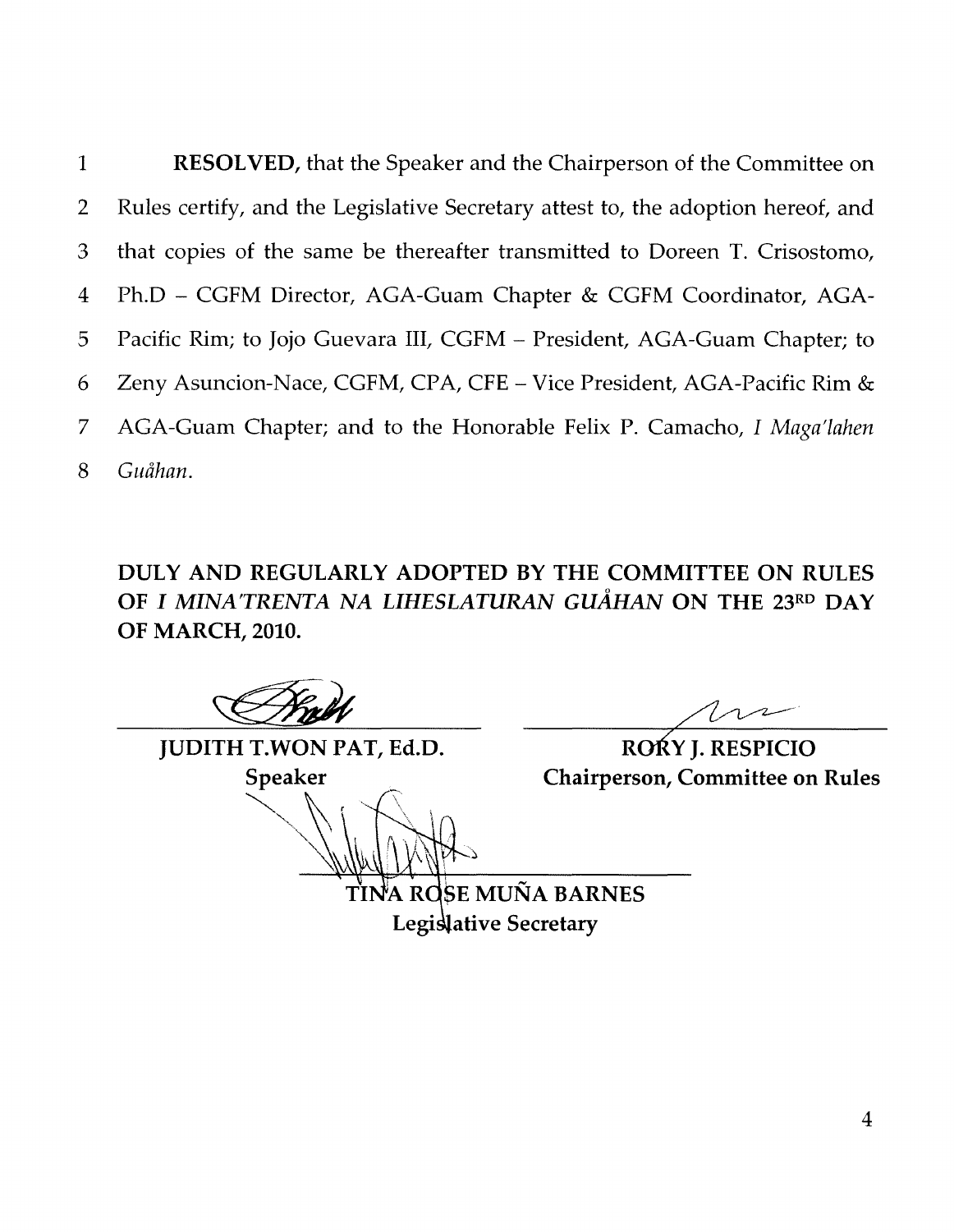**RESOLVED,** that the Speaker and the Chairperson of the Committee on Rules certify, and the Legislative Secretary attest to, the adoption hereof, and that copies of the same be thereafter transmitted to Doreen T. Crisostomo, Ph.D – CGFM Director, AGA-Guam Chapter & CGFM Coordinator, AGA-Pacific Rim; to Jojo Guevara III, CGFM – President, AGA-Guam Chapter; to Zeny Asuncion-Nace, CGFM, CPA, CFE – Vice President, AGA-Pacific Rim & AGA-Guam Chapter; and to the Honorable Felix P. Camacho, *I Maga'lahen Guåhan*.

**DULY AND REGULARLY ADOPTED BY THE COMMITTEE ON RULES OF *I MINA'TRENTA NA LIHESLATURAN GUÅHAN* ON THE 23RD DAY OF MARCH, 2010.**

**JUDITH T.WON PAT, Ed.D.**
**Speaker**

**RORY J. RESPICIO**
**Chairperson, Committee on Rules**

**TINA ROSE MUÑA BARNES**
**Legislative Secretary**